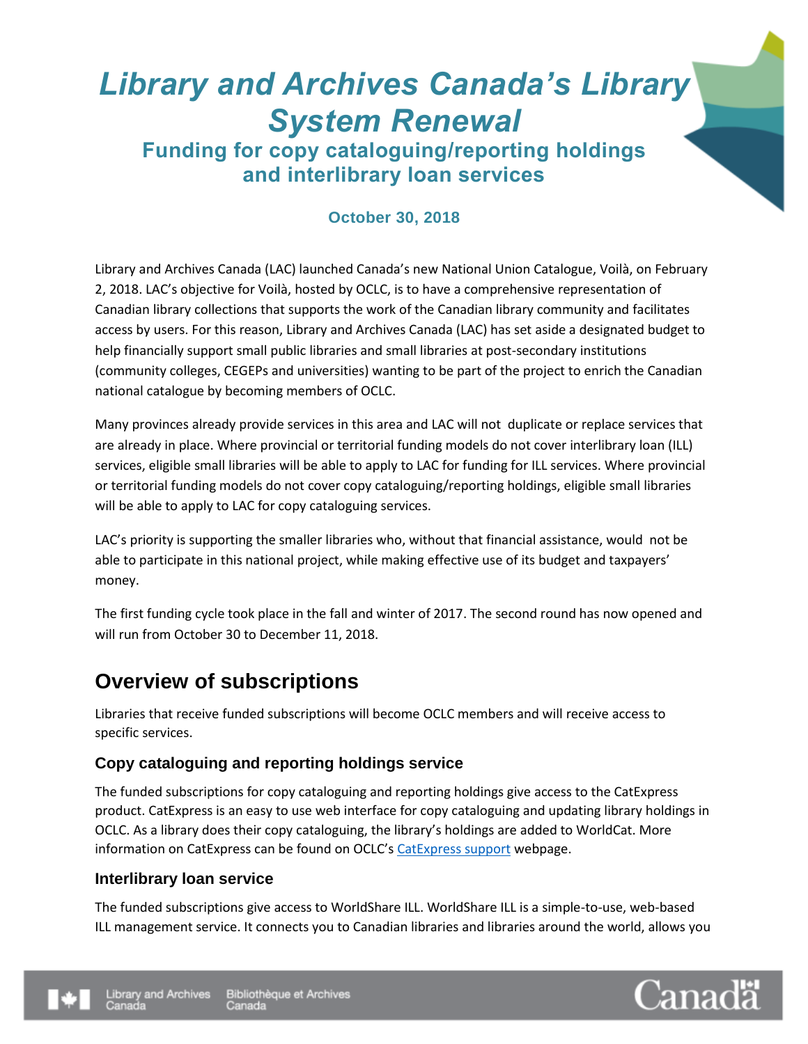# *Library and Archives Canada's Library System Renewal*

## Funding for copy cataloguing/reporting holdings and interlibrary loan services

**October 30, 2018**

Library and Archives Canada (LAC) launched Canada's new National Union Catalogue, Voilà, on February 2, 2018. LAC's objective for Voilà, hosted by OCLC, is to have a comprehensive representation of Canadian library collections that supports the work of the Canadian library community and facilitates access by users. For this reason, Library and Archives Canada (LAC) has set aside a designated budget to help financially support small public libraries and small libraries at post-secondary institutions (community colleges, CEGEPs and universities) wanting to be part of the project to enrich the Canadian national catalogue by becoming members of OCLC.

Many provinces already provide services in this area and LAC will not duplicate or replace services that are already in place. Where provincial or territorial funding models do not cover interlibrary loan (ILL) services, eligible small libraries will be able to apply to LAC for funding for ILL services. Where provincial or territorial funding models do not cover copy cataloguing/reporting holdings, eligible small libraries will be able to apply to LAC for copy cataloguing services.

LAC's priority is supporting the smaller libraries who, without that financial assistance, would not be able to participate in this national project, while making effective use of its budget and taxpayers' money.

The first funding cycle took place in the fall and winter of 2017. The second round has now opened and will run from October 30 to December 11, 2018.

## Overview of subscriptions

Libraries that receive funded subscriptions will become OCLC members and will receive access to specific services.

### Copy cataloguing and reporting holdings service

The funded subscriptions for copy cataloguing and reporting holdings give access to the CatExpress product. CatExpress is an easy to use web interface for copy cataloguing and updating library holdings in OCLC. As a library does their copy cataloguing, the library's holdings are added to WorldCat. More information on CatExpress can be found on OCLC's CatExpress support webpage.

### Interlibrary loan service

The funded subscriptions give access to WorldShare ILL. WorldShare ILL is a simple-to-use, web-based ILL management service. It connects you to Canadian libraries and libraries around the world, allows you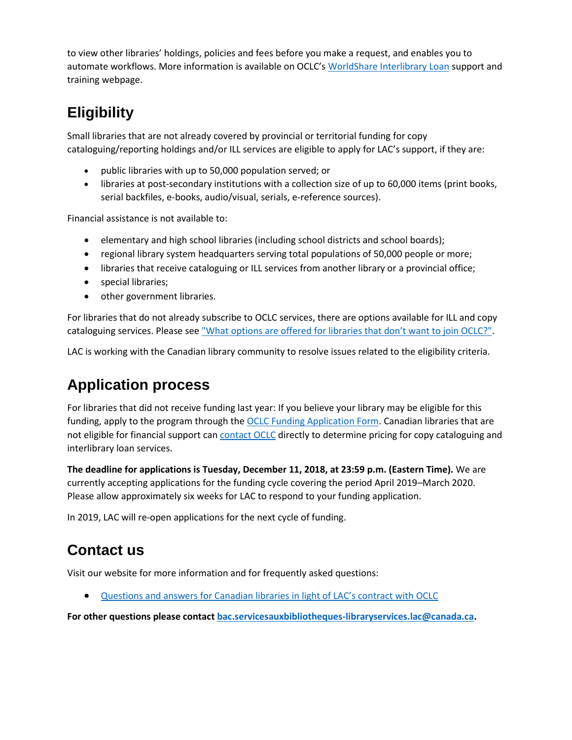to view other libraries' holdings, policies and fees before you make a request, and enables you to automate workflows. More information is available on OCLC's WorldShare Interlibrary Loan support and training webpage.

## Eligibility

Small libraries that are not already covered by provincial or territorial funding for copy cataloguing/reporting holdings and/or ILL services are eligible to apply for LAC's support, if they are:

- public libraries with up to 50,000 population served; or
- libraries at post-secondary institutions with a collection size of up to 60,000 items (print books, serial backfiles, e-books, audio/visual, serials, e-reference sources).

Financial assistance is not available to:

- elementary and high school libraries (including school districts and school boards);
- regional library system headquarters serving total populations of 50,000 people or more;
- libraries that receive cataloguing or ILL services from another library or a provincial office;
- special libraries;
- other government libraries.

For libraries that do not already subscribe to OCLC services, there are options available for ILL and copy cataloguing services. Please see "What options are offered for libraries that don't want to join OCLC?".

LAC is working with the Canadian library community to resolve issues related to the eligibility criteria.

## Application process

For libraries that did not receive funding last year: If you believe your library may be eligible for this funding, apply to the program through the OCLC Funding Application Form. Canadian libraries that are not eligible for financial support can contact OCLC directly to determine pricing for copy cataloguing and interlibrary loan services.

**The deadline for applications is Tuesday, December 11, 2018, at 23:59 p.m. (Eastern Time).** We are currently accepting applications for the funding cycle covering the period April 2019–March 2020. Please allow approximately six weeks for LAC to respond to your funding application.

In 2019, LAC will re-open applications for the next cycle of funding.

## Contact us

Visit our website for more information and for frequently asked questions:

- Questions and answers for Canadian libraries in light of LAC's contract with OCLC

**For other questions please contact bac.servicesauxbibliotheques-libraryservices.lac@canada.ca.**